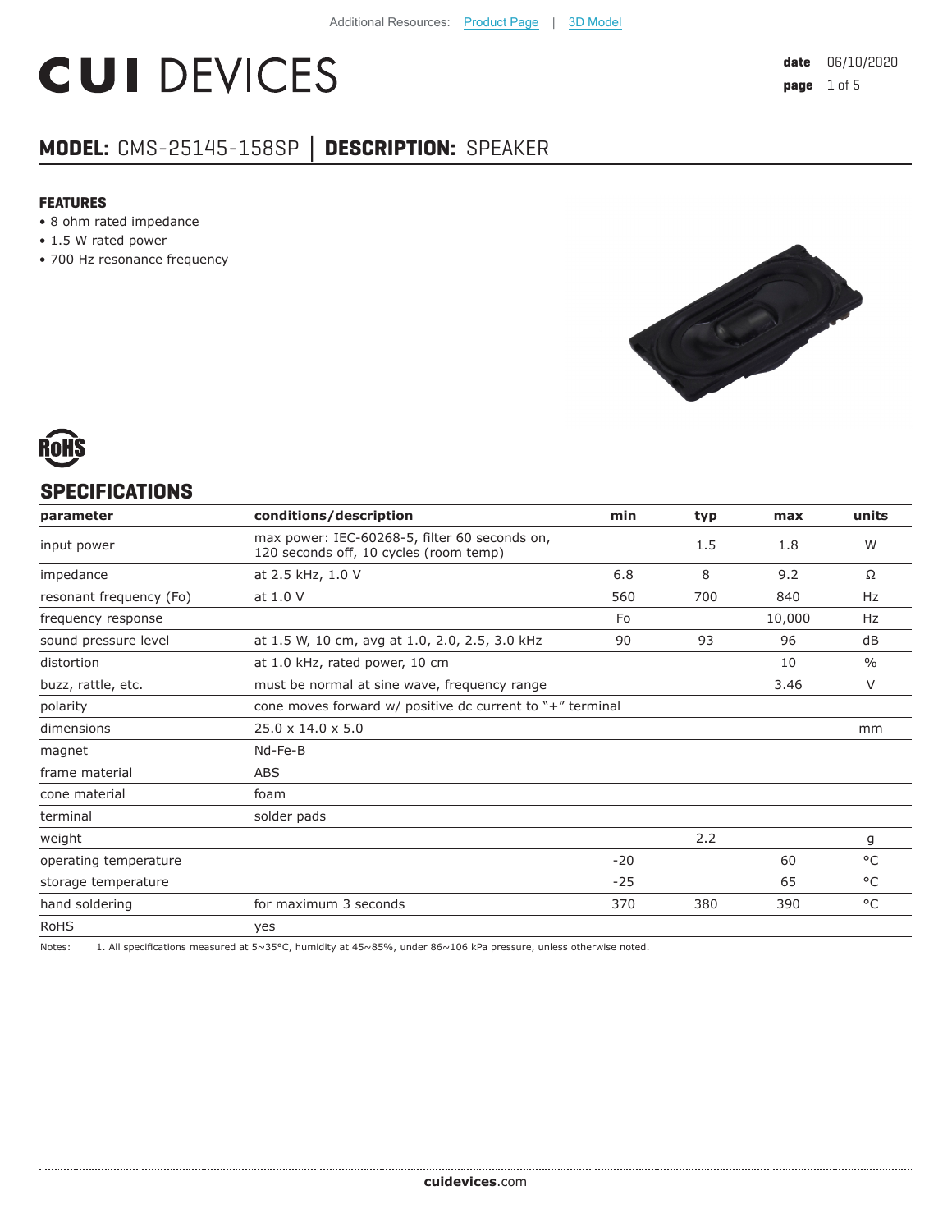Additional Resources: Product Page | 3D Model

# CUI DEVICES

**date** 06/10/2020

## MODEL: CMS-25145-158SP │ DESCRIPTION: SPEAKER

### FEATURES

- 8 ohm rated impedance
- 1.5 W rated power
- 700 Hz resonance frequency

RoHS

## SPECIFICATIONS

| parameter | conditions/description | min | typ | max | units |
|---|---|---|---|---|---|
| input power | max power: IEC-60268-5, filter 60 seconds on, 120 seconds off, 10 cycles (room temp) | | 1.5 | 1.8 | W |
| impedance | at 2.5 kHz, 1.0 V | 6.8 | 8 | 9.2 | Ω |
| resonant frequency (Fo) | at 1.0 V | 560 | 700 | 840 | Hz |
| frequency response | | Fo | | 10,000 | Hz |
| sound pressure level | at 1.5 W, 10 cm, avg at 1.0, 2.0, 2.5, 3.0 kHz | 90 | 93 | 96 | dB |
| distortion | at 1.0 kHz, rated power, 10 cm | | | 10 | % |
| buzz, rattle, etc. | must be normal at sine wave, frequency range | | | 3.46 | V |
| polarity | cone moves forward w/ positive dc current to "+" terminal | | | | |
| dimensions | 25.0 x 14.0 x 5.0 | | | | mm |
| magnet | Nd-Fe-B | | | | |
| frame material | ABS | | | | |
| cone material | foam | | | | |
| terminal | solder pads | | | | |
| weight | | | 2.2 | | g |
| operating temperature | | -20 | | 60 | °C |
| storage temperature | | -25 | | 65 | °C |
| hand soldering | for maximum 3 seconds | 370 | 380 | 390 | °C |
| RoHS | yes | | | | |

Notes: 1. All specifications measured at 5~35°C, humidity at 45~85%, under 86~106 kPa pressure, unless otherwise noted.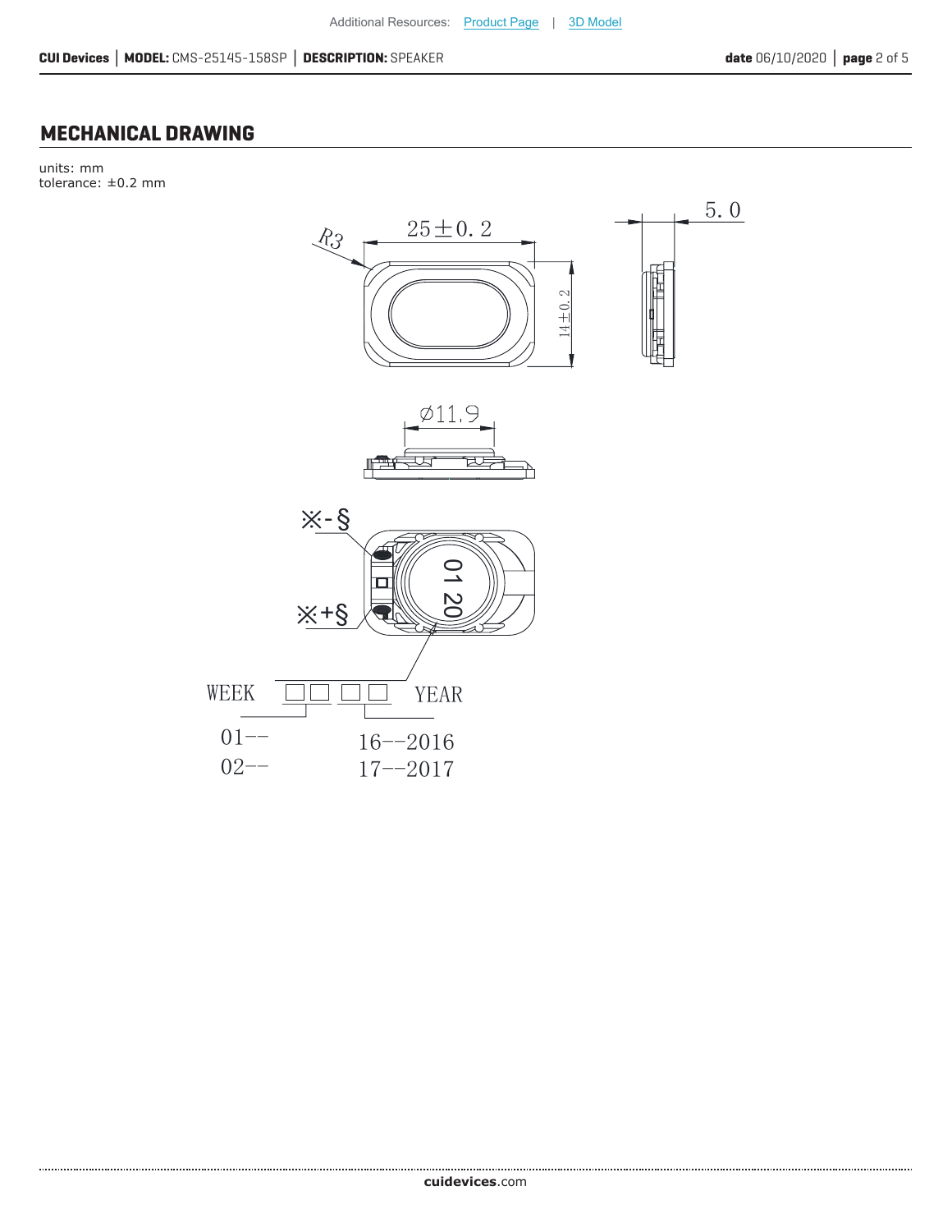## MECHANICAL DRAWING

units: mm
tolerance: ±0.2 mm

R3

25±0. 2

5. 0

14±0. 2

Ø11.9

※- §

※+§

01 20

WEEK

YEAR

01--
02--

16--2016
17--2017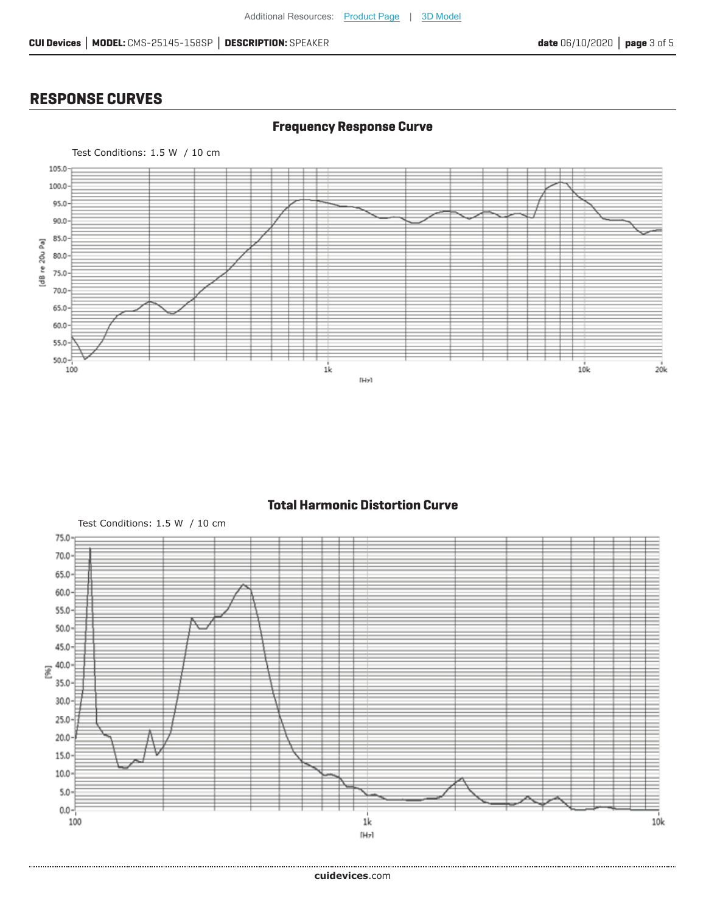## RESPONSE CURVES

### Frequency Response Curve

Test Conditions: 1.5 W / 10 cm

### Total Harmonic Distortion Curve

Test Conditions: 1.5 W / 10 cm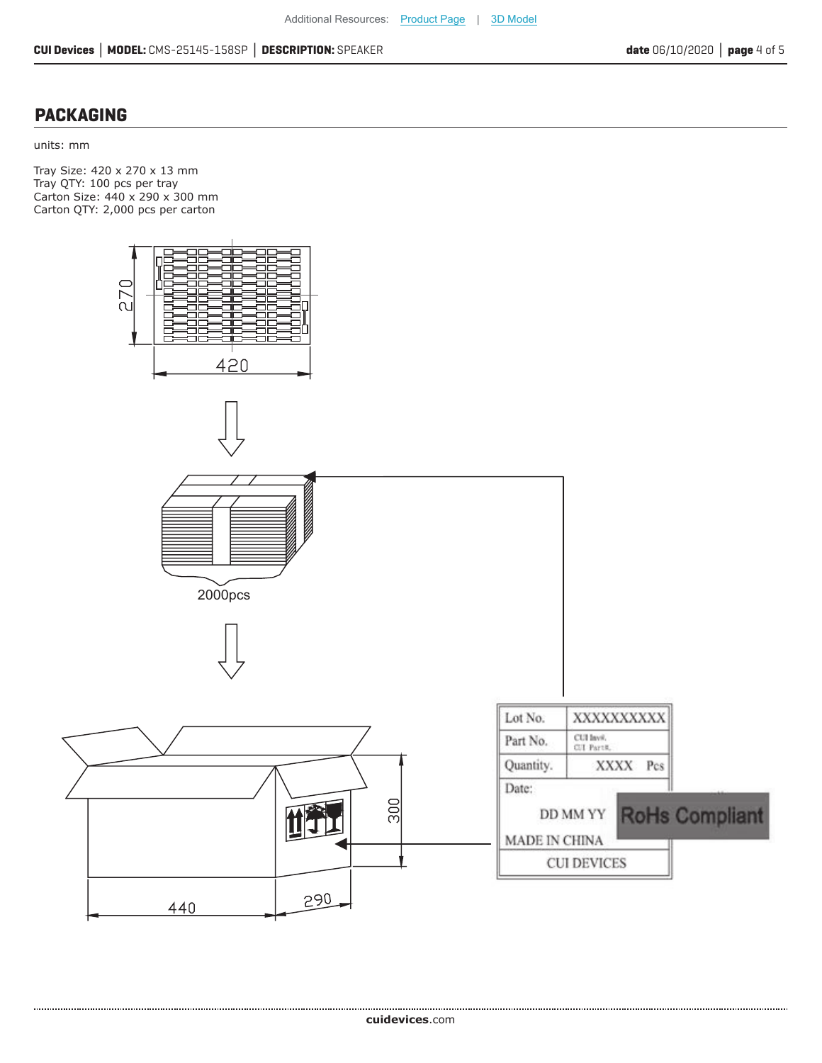## PACKAGING

units: mm

Tray Size: 420 x 270 x 13 mm
Tray QTY: 100 pcs per tray
Carton Size: 440 x 290 x 300 mm
Carton QTY: 2,000 pcs per carton

270

420

2000pcs

| Lot No. | XXXXXXXXXX |
|---|---|
| Part No. | CUI Inv#. CUI Part#. |
| Quantity. | XXXX Pcs |
| Date: | |
| DD MM YY | RoHs Compliant |
| MADE IN CHINA | |
| CUI DEVICES | |

300

440

290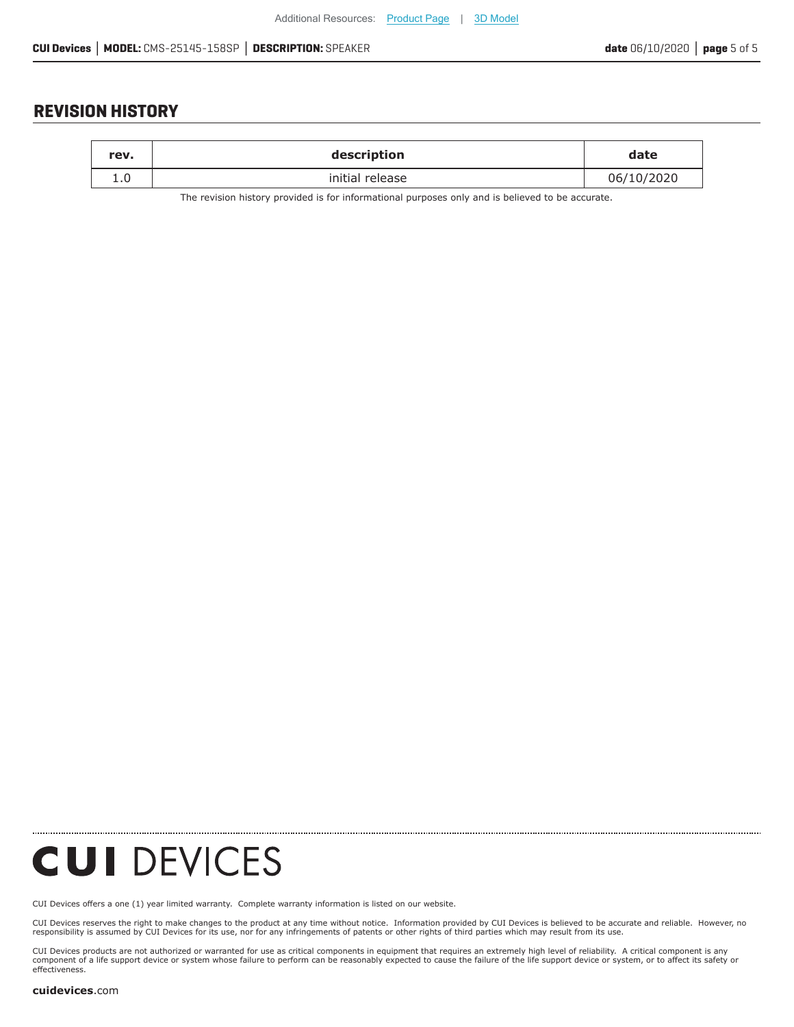## REVISION HISTORY

| rev. | description | date |
| --- | --- | --- |
| 1.0 | initial release | 06/10/2020 |

The revision history provided is for informational purposes only and is believed to be accurate.

CUI DEVICES

CUI Devices offers a one (1) year limited warranty. Complete warranty information is listed on our website.

CUI Devices reserves the right to make changes to the product at any time without notice. Information provided by CUI Devices is believed to be accurate and reliable. However, no responsibility is assumed by CUI Devices for its use, nor for any infringements of patents or other rights of third parties which may result from its use.

CUI Devices products are not authorized or warranted for use as critical components in equipment that requires an extremely high level of reliability. A critical component is any component of a life support device or system whose failure to perform can be reasonably expected to cause the failure of the life support device or system, or to affect its safety or effectiveness.

**cuidevices**.com